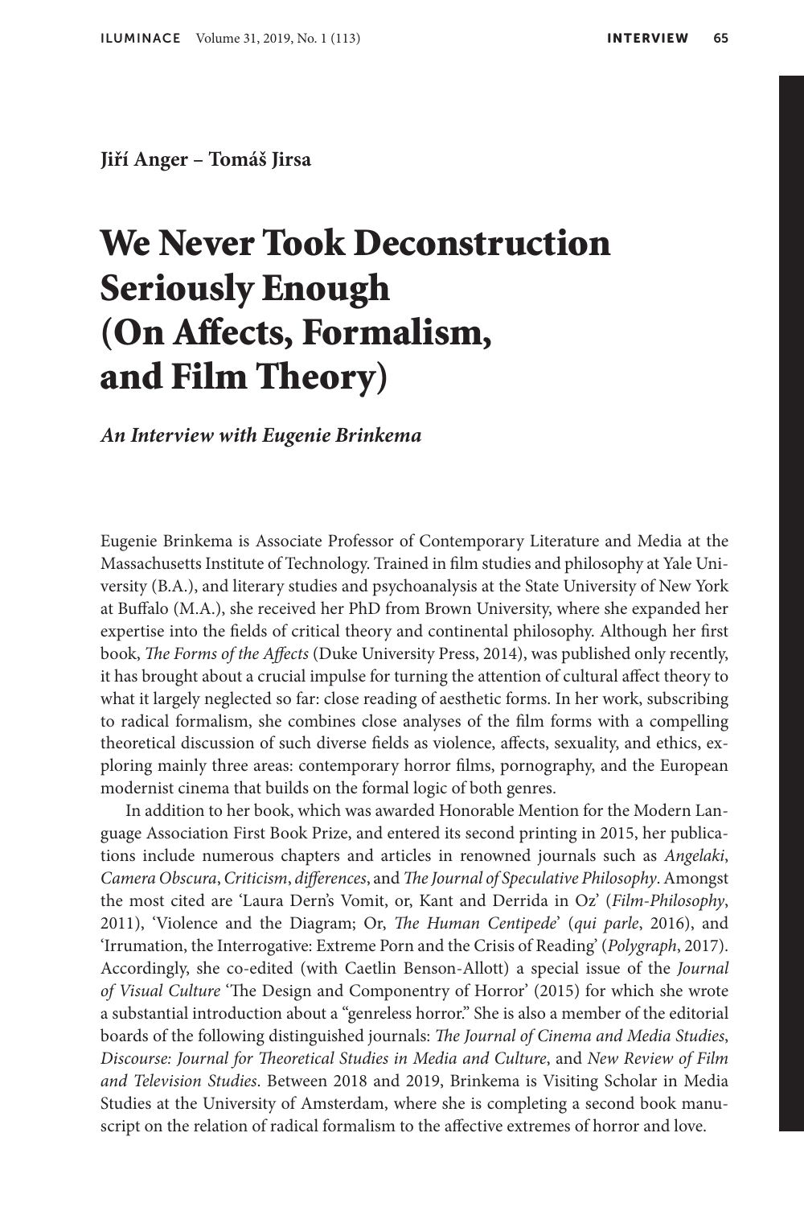**Jiří Anger – Tomáš Jirsa**

# We Never Took Deconstruction Seriously Enough (On Affects, Formalism, and Film Theory)

***An Interview with Eugenie Brinkema***

Eugenie Brinkema is Associate Professor of Contemporary Literature and Media at the Massachusetts Institute of Technology. Trained in film studies and philosophy at Yale University (B.A.), and literary studies and psychoanalysis at the State University of New York at Buffalo (M.A.), she received her PhD from Brown University, where she expanded her expertise into the fields of critical theory and continental philosophy. Although her first book, *The Forms of the Affects* (Duke University Press, 2014), was published only recently, it has brought about a crucial impulse for turning the attention of cultural affect theory to what it largely neglected so far: close reading of aesthetic forms. In her work, subscribing to radical formalism, she combines close analyses of the film forms with a compelling theoretical discussion of such diverse fields as violence, affects, sexuality, and ethics, exploring mainly three areas: contemporary horror films, pornography, and the European modernist cinema that builds on the formal logic of both genres.

In addition to her book, which was awarded Honorable Mention for the Modern Language Association First Book Prize, and entered its second printing in 2015, her publications include numerous chapters and articles in renowned journals such as *Angelaki*, *Camera Obscura*, *Criticism*, *differences*, and *The Journal of Speculative Philosophy*. Amongst the most cited are 'Laura Dern's Vomit, or, Kant and Derrida in Oz' (*Film-Philosophy*, 2011), 'Violence and the Diagram; Or, *The Human Centipede*' (*qui parle*, 2016), and 'Irrumation, the Interrogative: Extreme Porn and the Crisis of Reading' (*Polygraph*, 2017). Accordingly, she co-edited (with Caetlin Benson-Allott) a special issue of the *Journal of Visual Culture* 'The Design and Componentry of Horror' (2015) for which she wrote a substantial introduction about a "genreless horror." She is also a member of the editorial boards of the following distinguished journals: *The Journal of Cinema and Media Studies*, *Discourse: Journal for Theoretical Studies in Media and Culture*, and *New Review of Film and Television Studies*. Between 2018 and 2019, Brinkema is Visiting Scholar in Media Studies at the University of Amsterdam, where she is completing a second book manuscript on the relation of radical formalism to the affective extremes of horror and love.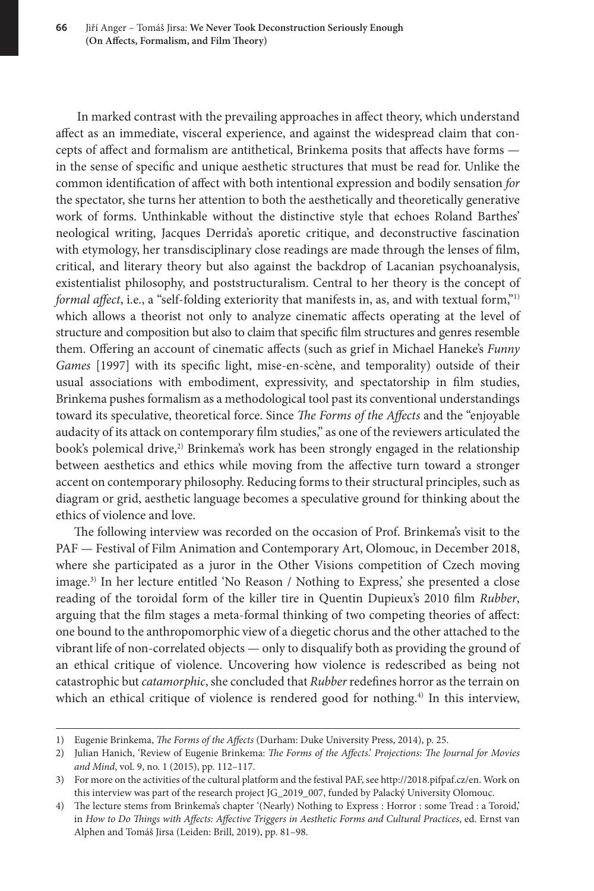In marked contrast with the prevailing approaches in affect theory, which understand affect as an immediate, visceral experience, and against the widespread claim that concepts of affect and formalism are antithetical, Brinkema posits that affects have forms — in the sense of specific and unique aesthetic structures that must be read for. Unlike the common identification of affect with both intentional expression and bodily sensation *for* the spectator, she turns her attention to both the aesthetically and theoretically generative work of forms. Unthinkable without the distinctive style that echoes Roland Barthes' neological writing, Jacques Derrida's aporetic critique, and deconstructive fascination with etymology, her transdisciplinary close readings are made through the lenses of film, critical, and literary theory but also against the backdrop of Lacanian psychoanalysis, existentialist philosophy, and poststructuralism. Central to her theory is the concept of *formal affect*, i.e., a "self-folding exteriority that manifests in, as, and with textual form,"[1] which allows a theorist not only to analyze cinematic affects operating at the level of structure and composition but also to claim that specific film structures and genres resemble them. Offering an account of cinematic affects (such as grief in Michael Haneke's *Funny Games* [1997] with its specific light, mise-en-scène, and temporality) outside of their usual associations with embodiment, expressivity, and spectatorship in film studies, Brinkema pushes formalism as a methodological tool past its conventional understandings toward its speculative, theoretical force. Since *The Forms of the Affects* and the "enjoyable audacity of its attack on contemporary film studies," as one of the reviewers articulated the book's polemical drive,[2] Brinkema's work has been strongly engaged in the relationship between aesthetics and ethics while moving from the affective turn toward a stronger accent on contemporary philosophy. Reducing forms to their structural principles, such as diagram or grid, aesthetic language becomes a speculative ground for thinking about the ethics of violence and love.

The following interview was recorded on the occasion of Prof. Brinkema's visit to the PAF — Festival of Film Animation and Contemporary Art, Olomouc, in December 2018, where she participated as a juror in the Other Visions competition of Czech moving image.[3] In her lecture entitled 'No Reason / Nothing to Express,' she presented a close reading of the toroidal form of the killer tire in Quentin Dupieux's 2010 film *Rubber*, arguing that the film stages a meta-formal thinking of two competing theories of affect: one bound to the anthropomorphic view of a diegetic chorus and the other attached to the vibrant life of non-correlated objects — only to disqualify both as providing the ground of an ethical critique of violence. Uncovering how violence is redescribed as being not catastrophic but *catamorphic*, she concluded that *Rubber* redefines horror as the terrain on which an ethical critique of violence is rendered good for nothing.[4] In this interview,

1) Eugenie Brinkema, *The Forms of the Affects* (Durham: Duke University Press, 2014), p. 25.

2) Julian Hanich, 'Review of Eugenie Brinkema: *The Forms of the Affects*.' *Projections: The Journal for Movies and Mind*, vol. 9, no. 1 (2015), pp. 112–117.

3) For more on the activities of the cultural platform and the festival PAF, see http://2018.pifpaf.cz/en. Work on this interview was part of the research project JG_2019_007, funded by Palacký University Olomouc.

4) The lecture stems from Brinkema's chapter '(Nearly) Nothing to Express : Horror : some Tread : a Toroid,' in *How to Do Things with Affects: Affective Triggers in Aesthetic Forms and Cultural Practices*, ed. Ernst van Alphen and Tomáš Jirsa (Leiden: Brill, 2019), pp. 81–98.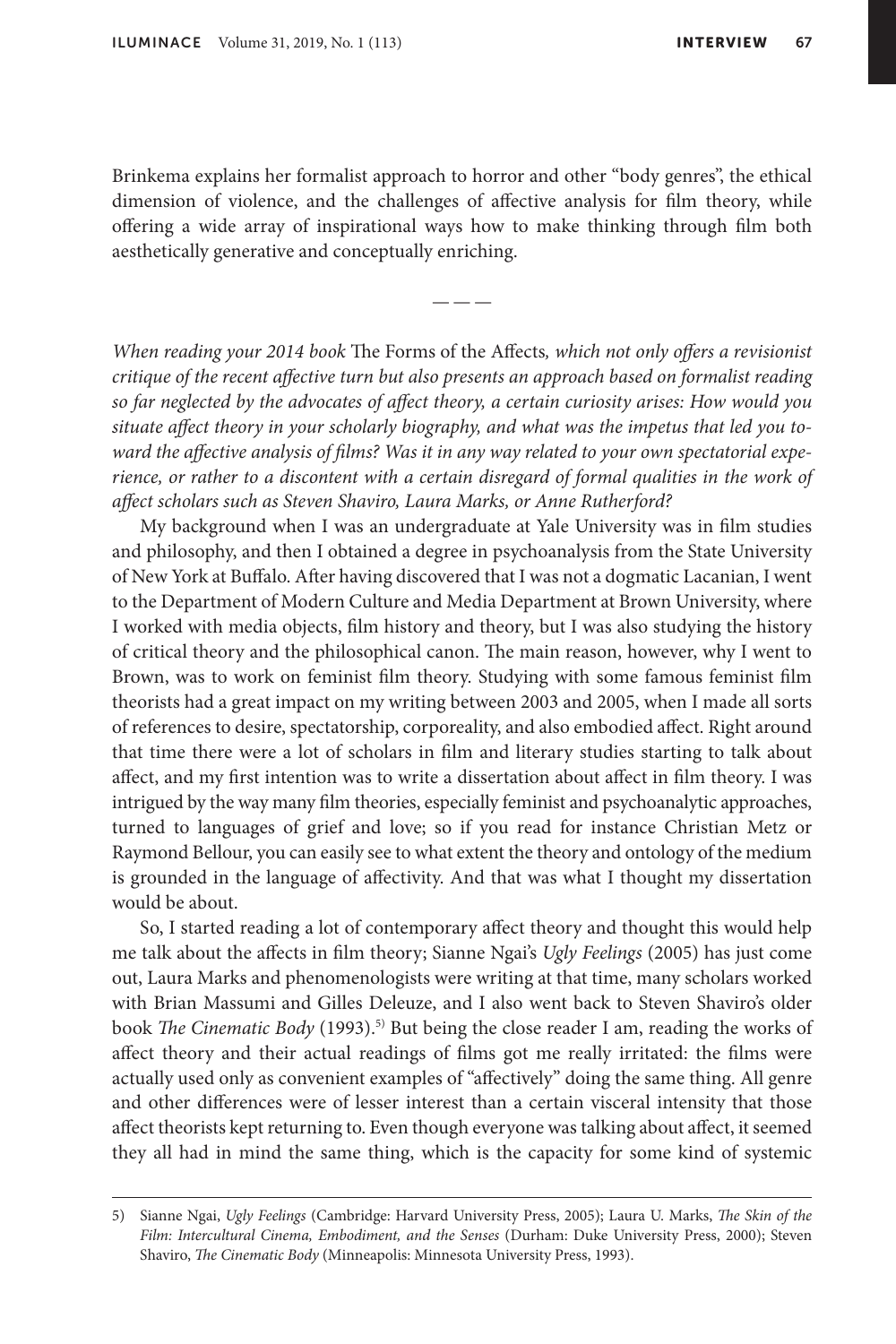Brinkema explains her formalist approach to horror and other "body genres", the ethical dimension of violence, and the challenges of affective analysis for film theory, while offering a wide array of inspirational ways how to make thinking through film both aesthetically generative and conceptually enriching.

— — —

*When reading your 2014 book* The Forms of the Affects*, which not only offers a revisionist critique of the recent affective turn but also presents an approach based on formalist reading so far neglected by the advocates of affect theory, a certain curiosity arises: How would you situate affect theory in your scholarly biography, and what was the impetus that led you toward the affective analysis of films? Was it in any way related to your own spectatorial experience, or rather to a discontent with a certain disregard of formal qualities in the work of affect scholars such as Steven Shaviro, Laura Marks, or Anne Rutherford?*

My background when I was an undergraduate at Yale University was in film studies and philosophy, and then I obtained a degree in psychoanalysis from the State University of New York at Buffalo. After having discovered that I was not a dogmatic Lacanian, I went to the Department of Modern Culture and Media Department at Brown University, where I worked with media objects, film history and theory, but I was also studying the history of critical theory and the philosophical canon. The main reason, however, why I went to Brown, was to work on feminist film theory. Studying with some famous feminist film theorists had a great impact on my writing between 2003 and 2005, when I made all sorts of references to desire, spectatorship, corporeality, and also embodied affect. Right around that time there were a lot of scholars in film and literary studies starting to talk about affect, and my first intention was to write a dissertation about affect in film theory. I was intrigued by the way many film theories, especially feminist and psychoanalytic approaches, turned to languages of grief and love; so if you read for instance Christian Metz or Raymond Bellour, you can easily see to what extent the theory and ontology of the medium is grounded in the language of affectivity. And that was what I thought my dissertation would be about.

So, I started reading a lot of contemporary affect theory and thought this would help me talk about the affects in film theory; Sianne Ngai's *Ugly Feelings* (2005) has just come out, Laura Marks and phenomenologists were writing at that time, many scholars worked with Brian Massumi and Gilles Deleuze, and I also went back to Steven Shaviro's older book *The Cinematic Body* (1993).[5] But being the close reader I am, reading the works of affect theory and their actual readings of films got me really irritated: the films were actually used only as convenient examples of "affectively" doing the same thing. All genre and other differences were of lesser interest than a certain visceral intensity that those affect theorists kept returning to. Even though everyone was talking about affect, it seemed they all had in mind the same thing, which is the capacity for some kind of systemic

---

5) Sianne Ngai, *Ugly Feelings* (Cambridge: Harvard University Press, 2005); Laura U. Marks, *The Skin of the Film: Intercultural Cinema, Embodiment, and the Senses* (Durham: Duke University Press, 2000); Steven Shaviro, *The Cinematic Body* (Minneapolis: Minnesota University Press, 1993).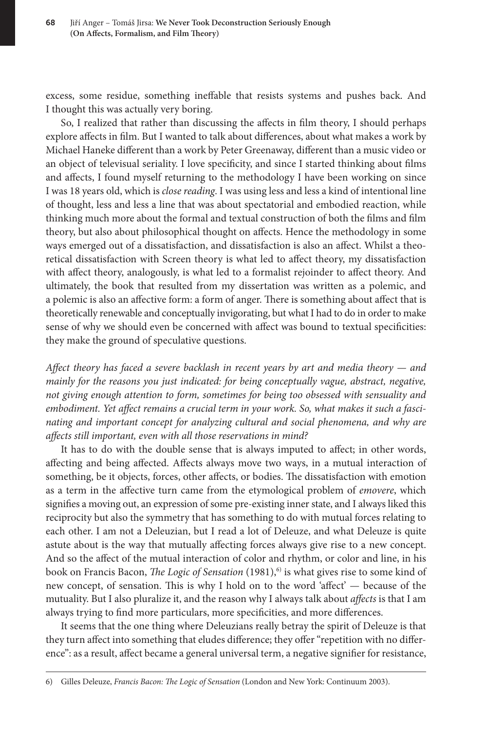excess, some residue, something ineffable that resists systems and pushes back. And I thought this was actually very boring.

So, I realized that rather than discussing the affects in film theory, I should perhaps explore affects in film. But I wanted to talk about differences, about what makes a work by Michael Haneke different than a work by Peter Greenaway, different than a music video or an object of televisual seriality. I love specificity, and since I started thinking about films and affects, I found myself returning to the methodology I have been working on since I was 18 years old, which is *close reading*. I was using less and less a kind of intentional line of thought, less and less a line that was about spectatorial and embodied reaction, while thinking much more about the formal and textual construction of both the films and film theory, but also about philosophical thought on affects. Hence the methodology in some ways emerged out of a dissatisfaction, and dissatisfaction is also an affect. Whilst a theoretical dissatisfaction with Screen theory is what led to affect theory, my dissatisfaction with affect theory, analogously, is what led to a formalist rejoinder to affect theory. And ultimately, the book that resulted from my dissertation was written as a polemic, and a polemic is also an affective form: a form of anger. There is something about affect that is theoretically renewable and conceptually invigorating, but what I had to do in order to make sense of why we should even be concerned with affect was bound to textual specificities: they make the ground of speculative questions.

*Affect theory has faced a severe backlash in recent years by art and media theory — and mainly for the reasons you just indicated: for being conceptually vague, abstract, negative, not giving enough attention to form, sometimes for being too obsessed with sensuality and embodiment. Yet affect remains a crucial term in your work. So, what makes it such a fascinating and important concept for analyzing cultural and social phenomena, and why are affects still important, even with all those reservations in mind?*

It has to do with the double sense that is always imputed to affect; in other words, affecting and being affected. Affects always move two ways, in a mutual interaction of something, be it objects, forces, other affects, or bodies. The dissatisfaction with emotion as a term in the affective turn came from the etymological problem of *emovere*, which signifies a moving out, an expression of some pre-existing inner state, and I always liked this reciprocity but also the symmetry that has something to do with mutual forces relating to each other. I am not a Deleuzian, but I read a lot of Deleuze, and what Deleuze is quite astute about is the way that mutually affecting forces always give rise to a new concept. And so the affect of the mutual interaction of color and rhythm, or color and line, in his book on Francis Bacon, *The Logic of Sensation* (1981),[6] is what gives rise to some kind of new concept, of sensation. This is why I hold on to the word 'affect' — because of the mutuality. But I also pluralize it, and the reason why I always talk about *affects* is that I am always trying to find more particulars, more specificities, and more differences.

It seems that the one thing where Deleuzians really betray the spirit of Deleuze is that they turn affect into something that eludes difference; they offer "repetition with no difference": as a result, affect became a general universal term, a negative signifier for resistance,

6) Gilles Deleuze, *Francis Bacon: The Logic of Sensation* (London and New York: Continuum 2003).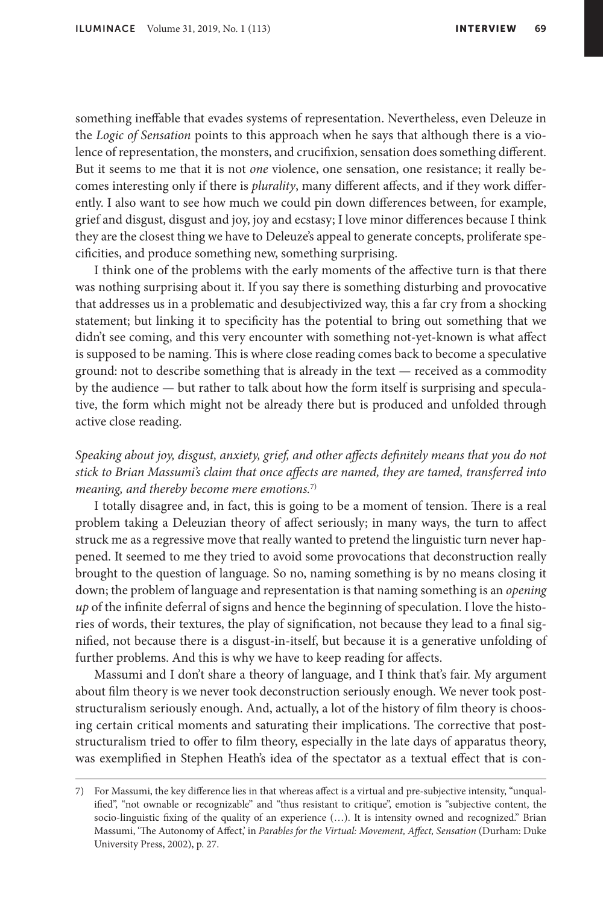something ineffable that evades systems of representation. Nevertheless, even Deleuze in the *Logic of Sensation* points to this approach when he says that although there is a violence of representation, the monsters, and crucifixion, sensation does something different. But it seems to me that it is not *one* violence, one sensation, one resistance; it really becomes interesting only if there is *plurality*, many different affects, and if they work differently. I also want to see how much we could pin down differences between, for example, grief and disgust, disgust and joy, joy and ecstasy; I love minor differences because I think they are the closest thing we have to Deleuze's appeal to generate concepts, proliferate specificities, and produce something new, something surprising.

I think one of the problems with the early moments of the affective turn is that there was nothing surprising about it. If you say there is something disturbing and provocative that addresses us in a problematic and desubjectivized way, this a far cry from a shocking statement; but linking it to specificity has the potential to bring out something that we didn't see coming, and this very encounter with something not-yet-known is what affect is supposed to be naming. This is where close reading comes back to become a speculative ground: not to describe something that is already in the text — received as a commodity by the audience — but rather to talk about how the form itself is surprising and speculative, the form which might not be already there but is produced and unfolded through active close reading.

*Speaking about joy, disgust, anxiety, grief, and other affects definitely means that you do not stick to Brian Massumi's claim that once affects are named, they are tamed, transferred into meaning, and thereby become mere emotions.*[7]

I totally disagree and, in fact, this is going to be a moment of tension. There is a real problem taking a Deleuzian theory of affect seriously; in many ways, the turn to affect struck me as a regressive move that really wanted to pretend the linguistic turn never happened. It seemed to me they tried to avoid some provocations that deconstruction really brought to the question of language. So no, naming something is by no means closing it down; the problem of language and representation is that naming something is an *opening up* of the infinite deferral of signs and hence the beginning of speculation. I love the histories of words, their textures, the play of signification, not because they lead to a final signified, not because there is a disgust-in-itself, but because it is a generative unfolding of further problems. And this is why we have to keep reading for affects.

Massumi and I don't share a theory of language, and I think that's fair. My argument about film theory is we never took deconstruction seriously enough. We never took post-structuralism seriously enough. And, actually, a lot of the history of film theory is choosing certain critical moments and saturating their implications. The corrective that post-structuralism tried to offer to film theory, especially in the late days of apparatus theory, was exemplified in Stephen Heath's idea of the spectator as a textual effect that is con-

---

7) For Massumi, the key difference lies in that whereas affect is a virtual and pre-subjective intensity, "unqualified", "not ownable or recognizable" and "thus resistant to critique", emotion is "subjective content, the socio-linguistic fixing of the quality of an experience (…). It is intensity owned and recognized." Brian Massumi, 'The Autonomy of Affect,' in *Parables for the Virtual: Movement, Affect, Sensation* (Durham: Duke University Press, 2002), p. 27.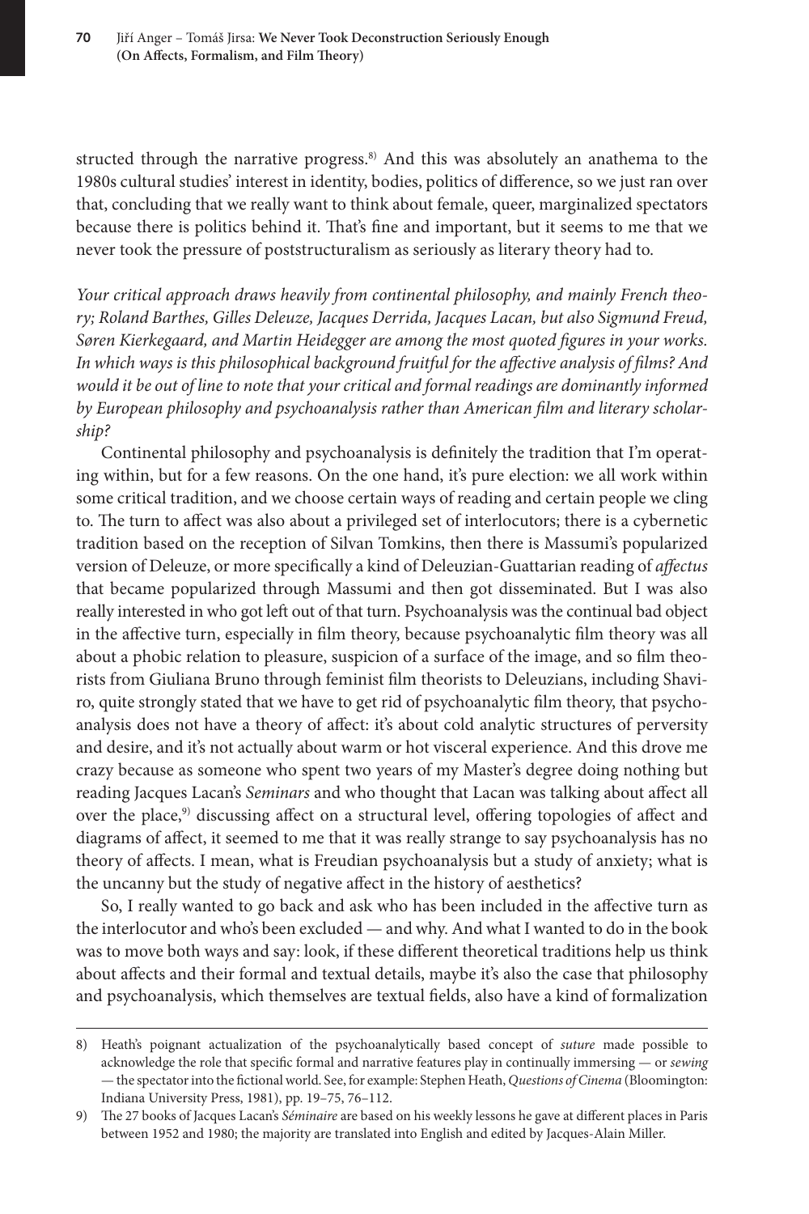structed through the narrative progress.[8] And this was absolutely an anathema to the 1980s cultural studies' interest in identity, bodies, politics of difference, so we just ran over that, concluding that we really want to think about female, queer, marginalized spectators because there is politics behind it. That's fine and important, but it seems to me that we never took the pressure of poststructuralism as seriously as literary theory had to.

*Your critical approach draws heavily from continental philosophy, and mainly French theory; Roland Barthes, Gilles Deleuze, Jacques Derrida, Jacques Lacan, but also Sigmund Freud, Søren Kierkegaard, and Martin Heidegger are among the most quoted figures in your works. In which ways is this philosophical background fruitful for the affective analysis of films? And would it be out of line to note that your critical and formal readings are dominantly informed by European philosophy and psychoanalysis rather than American film and literary scholarship?*

Continental philosophy and psychoanalysis is definitely the tradition that I'm operating within, but for a few reasons. On the one hand, it's pure election: we all work within some critical tradition, and we choose certain ways of reading and certain people we cling to. The turn to affect was also about a privileged set of interlocutors; there is a cybernetic tradition based on the reception of Silvan Tomkins, then there is Massumi's popularized version of Deleuze, or more specifically a kind of Deleuzian-Guattarian reading of *affectus* that became popularized through Massumi and then got disseminated. But I was also really interested in who got left out of that turn. Psychoanalysis was the continual bad object in the affective turn, especially in film theory, because psychoanalytic film theory was all about a phobic relation to pleasure, suspicion of a surface of the image, and so film theorists from Giuliana Bruno through feminist film theorists to Deleuzians, including Shaviro, quite strongly stated that we have to get rid of psychoanalytic film theory, that psychoanalysis does not have a theory of affect: it's about cold analytic structures of perversity and desire, and it's not actually about warm or hot visceral experience. And this drove me crazy because as someone who spent two years of my Master's degree doing nothing but reading Jacques Lacan's *Seminars* and who thought that Lacan was talking about affect all over the place,[9] discussing affect on a structural level, offering topologies of affect and diagrams of affect, it seemed to me that it was really strange to say psychoanalysis has no theory of affects. I mean, what is Freudian psychoanalysis but a study of anxiety; what is the uncanny but the study of negative affect in the history of aesthetics?

So, I really wanted to go back and ask who has been included in the affective turn as the interlocutor and who's been excluded — and why. And what I wanted to do in the book was to move both ways and say: look, if these different theoretical traditions help us think about affects and their formal and textual details, maybe it's also the case that philosophy and psychoanalysis, which themselves are textual fields, also have a kind of formalization

8) Heath's poignant actualization of the psychoanalytically based concept of *suture* made possible to acknowledge the role that specific formal and narrative features play in continually immersing — or *sewing* — the spectator into the fictional world. See, for example: Stephen Heath, *Questions of Cinema* (Bloomington: Indiana University Press, 1981), pp. 19–75, 76–112.

9) The 27 books of Jacques Lacan's *Séminaire* are based on his weekly lessons he gave at different places in Paris between 1952 and 1980; the majority are translated into English and edited by Jacques-Alain Miller.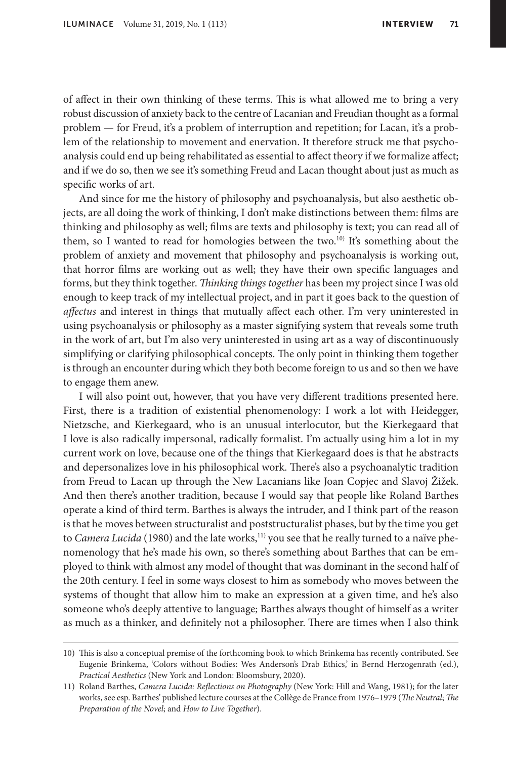of affect in their own thinking of these terms. This is what allowed me to bring a very robust discussion of anxiety back to the centre of Lacanian and Freudian thought as a formal problem — for Freud, it's a problem of interruption and repetition; for Lacan, it's a problem of the relationship to movement and enervation. It therefore struck me that psychoanalysis could end up being rehabilitated as essential to affect theory if we formalize affect; and if we do so, then we see it's something Freud and Lacan thought about just as much as specific works of art.

And since for me the history of philosophy and psychoanalysis, but also aesthetic objects, are all doing the work of thinking, I don't make distinctions between them: films are thinking and philosophy as well; films are texts and philosophy is text; you can read all of them, so I wanted to read for homologies between the two.[10] It's something about the problem of anxiety and movement that philosophy and psychoanalysis is working out, that horror films are working out as well; they have their own specific languages and forms, but they think together. *Thinking things together* has been my project since I was old enough to keep track of my intellectual project, and in part it goes back to the question of *affectus* and interest in things that mutually affect each other. I'm very uninterested in using psychoanalysis or philosophy as a master signifying system that reveals some truth in the work of art, but I'm also very uninterested in using art as a way of discontinuously simplifying or clarifying philosophical concepts. The only point in thinking them together is through an encounter during which they both become foreign to us and so then we have to engage them anew.

I will also point out, however, that you have very different traditions presented here. First, there is a tradition of existential phenomenology: I work a lot with Heidegger, Nietzsche, and Kierkegaard, who is an unusual interlocutor, but the Kierkegaard that I love is also radically impersonal, radically formalist. I'm actually using him a lot in my current work on love, because one of the things that Kierkegaard does is that he abstracts and depersonalizes love in his philosophical work. There's also a psychoanalytic tradition from Freud to Lacan up through the New Lacanians like Joan Copjec and Slavoj Žižek. And then there's another tradition, because I would say that people like Roland Barthes operate a kind of third term. Barthes is always the intruder, and I think part of the reason is that he moves between structuralist and poststructuralist phases, but by the time you get to *Camera Lucida* (1980) and the late works,[11] you see that he really turned to a naïve phenomenology that he's made his own, so there's something about Barthes that can be employed to think with almost any model of thought that was dominant in the second half of the 20th century. I feel in some ways closest to him as somebody who moves between the systems of thought that allow him to make an expression at a given time, and he's also someone who's deeply attentive to language; Barthes always thought of himself as a writer as much as a thinker, and definitely not a philosopher. There are times when I also think

---

10) This is also a conceptual premise of the forthcoming book to which Brinkema has recently contributed. See Eugenie Brinkema, 'Colors without Bodies: Wes Anderson's Drab Ethics,' in Bernd Herzogenrath (ed.), *Practical Aesthetics* (New York and London: Bloomsbury, 2020).

11) Roland Barthes, *Camera Lucida: Reflections on Photography* (New York: Hill and Wang, 1981); for the later works, see esp. Barthes' published lecture courses at the Collège de France from 1976–1979 (*The Neutral*; *The Preparation of the Novel*; and *How to Live Together*).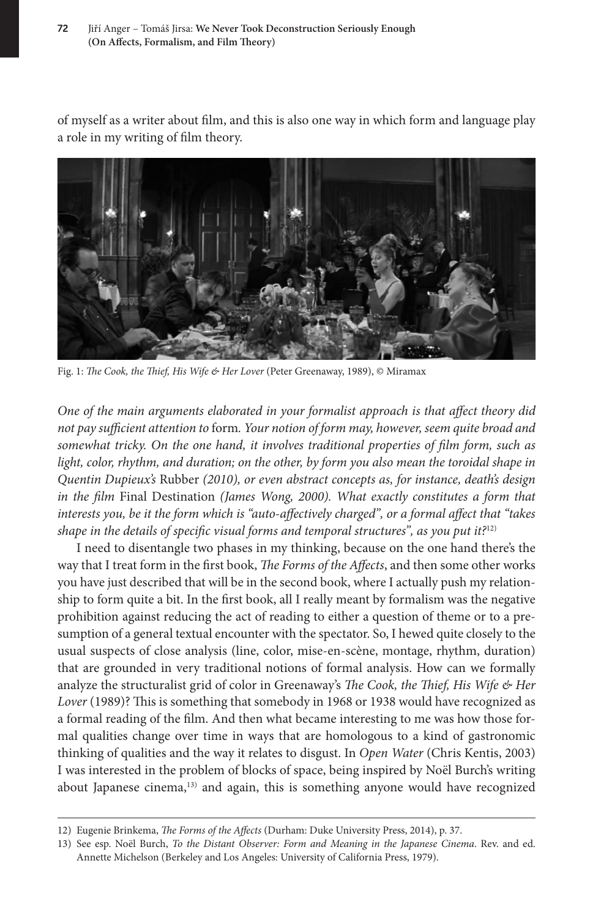of myself as a writer about film, and this is also one way in which form and language play a role in my writing of film theory.

Fig. 1: *The Cook, the Thief, His Wife & Her Lover* (Peter Greenaway, 1989), © Miramax

*One of the main arguments elaborated in your formalist approach is that affect theory did not pay sufficient attention to* form*. Your notion of form may, however, seem quite broad and somewhat tricky. On the one hand, it involves traditional properties of film form, such as light, color, rhythm, and duration; on the other, by form you also mean the toroidal shape in Quentin Dupieux's* Rubber *(2010), or even abstract concepts as, for instance, death's design in the film* Final Destination *(James Wong, 2000). What exactly constitutes a form that interests you, be it the form which is "auto-affectively charged", or a formal affect that "takes shape in the details of specific visual forms and temporal structures", as you put it?*[12]

I need to disentangle two phases in my thinking, because on the one hand there's the way that I treat form in the first book, *The Forms of the Affects*, and then some other works you have just described that will be in the second book, where I actually push my relationship to form quite a bit. In the first book, all I really meant by formalism was the negative prohibition against reducing the act of reading to either a question of theme or to a presumption of a general textual encounter with the spectator. So, I hewed quite closely to the usual suspects of close analysis (line, color, mise-en-scène, montage, rhythm, duration) that are grounded in very traditional notions of formal analysis. How can we formally analyze the structuralist grid of color in Greenaway's *The Cook, the Thief, His Wife & Her Lover* (1989)? This is something that somebody in 1968 or 1938 would have recognized as a formal reading of the film. And then what became interesting to me was how those formal qualities change over time in ways that are homologous to a kind of gastronomic thinking of qualities and the way it relates to disgust. In *Open Water* (Chris Kentis, 2003) I was interested in the problem of blocks of space, being inspired by Noël Burch's writing about Japanese cinema,[13] and again, this is something anyone would have recognized

12) Eugenie Brinkema, *The Forms of the Affects* (Durham: Duke University Press, 2014), p. 37.

13) See esp. Noël Burch, *To the Distant Observer: Form and Meaning in the Japanese Cinema*. Rev. and ed. Annette Michelson (Berkeley and Los Angeles: University of California Press, 1979).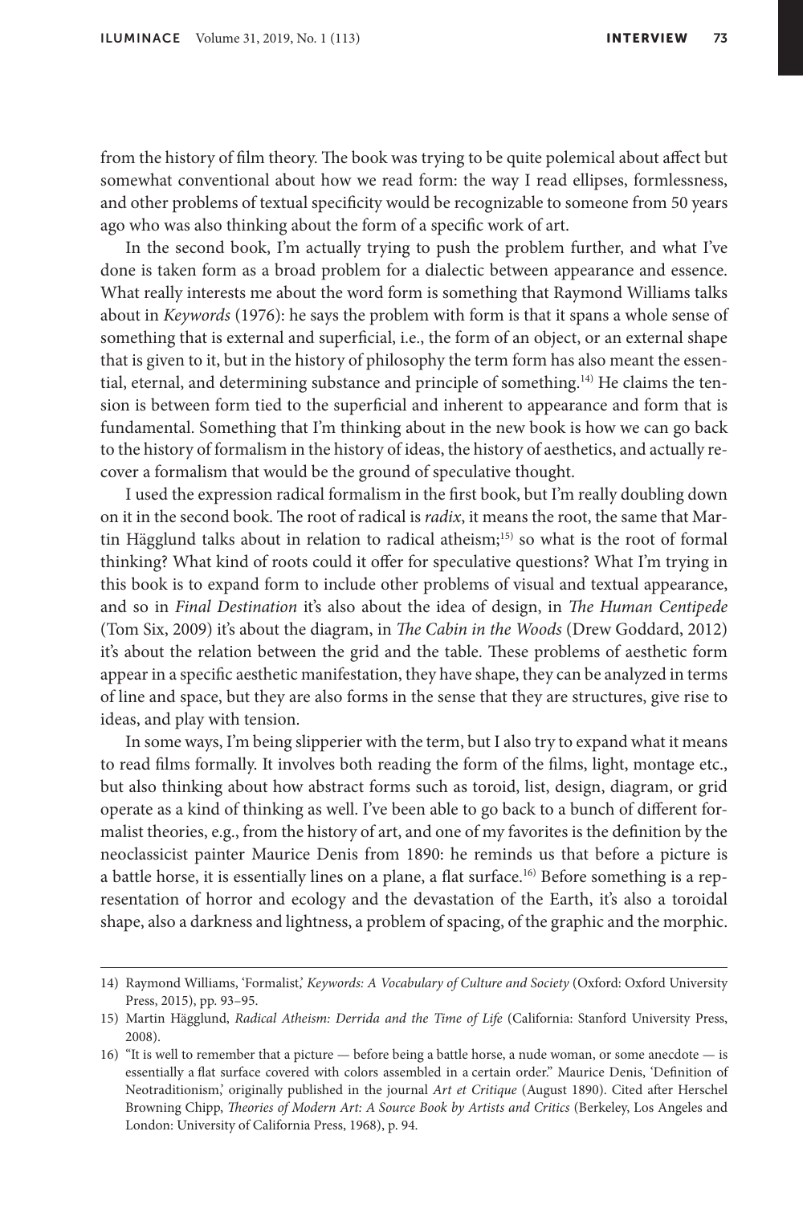from the history of film theory. The book was trying to be quite polemical about affect but somewhat conventional about how we read form: the way I read ellipses, formlessness, and other problems of textual specificity would be recognizable to someone from 50 years ago who was also thinking about the form of a specific work of art.

In the second book, I'm actually trying to push the problem further, and what I've done is taken form as a broad problem for a dialectic between appearance and essence. What really interests me about the word form is something that Raymond Williams talks about in *Keywords* (1976): he says the problem with form is that it spans a whole sense of something that is external and superficial, i.e., the form of an object, or an external shape that is given to it, but in the history of philosophy the term form has also meant the essential, eternal, and determining substance and principle of something.[14] He claims the tension is between form tied to the superficial and inherent to appearance and form that is fundamental. Something that I'm thinking about in the new book is how we can go back to the history of formalism in the history of ideas, the history of aesthetics, and actually recover a formalism that would be the ground of speculative thought.

I used the expression radical formalism in the first book, but I'm really doubling down on it in the second book. The root of radical is *radix*, it means the root, the same that Martin Hägglund talks about in relation to radical atheism;[15] so what is the root of formal thinking? What kind of roots could it offer for speculative questions? What I'm trying in this book is to expand form to include other problems of visual and textual appearance, and so in *Final Destination* it's also about the idea of design, in *The Human Centipede* (Tom Six, 2009) it's about the diagram, in *The Cabin in the Woods* (Drew Goddard, 2012) it's about the relation between the grid and the table. These problems of aesthetic form appear in a specific aesthetic manifestation, they have shape, they can be analyzed in terms of line and space, but they are also forms in the sense that they are structures, give rise to ideas, and play with tension.

In some ways, I'm being slipperier with the term, but I also try to expand what it means to read films formally. It involves both reading the form of the films, light, montage etc., but also thinking about how abstract forms such as toroid, list, design, diagram, or grid operate as a kind of thinking as well. I've been able to go back to a bunch of different formalist theories, e.g., from the history of art, and one of my favorites is the definition by the neoclassicist painter Maurice Denis from 1890: he reminds us that before a picture is a battle horse, it is essentially lines on a plane, a flat surface.[16] Before something is a representation of horror and ecology and the devastation of the Earth, it's also a toroidal shape, also a darkness and lightness, a problem of spacing, of the graphic and the morphic.

---

14) Raymond Williams, 'Formalist,' *Keywords: A Vocabulary of Culture and Society* (Oxford: Oxford University Press, 2015), pp. 93–95.

15) Martin Hägglund, *Radical Atheism: Derrida and the Time of Life* (California: Stanford University Press, 2008).

16) "It is well to remember that a picture — before being a battle horse, a nude woman, or some anecdote — is essentially a flat surface covered with colors assembled in a certain order." Maurice Denis, 'Definition of Neotraditionism,' originally published in the journal *Art et Critique* (August 1890). Cited after Herschel Browning Chipp, *Theories of Modern Art: A Source Book by Artists and Critics* (Berkeley, Los Angeles and London: University of California Press, 1968), p. 94.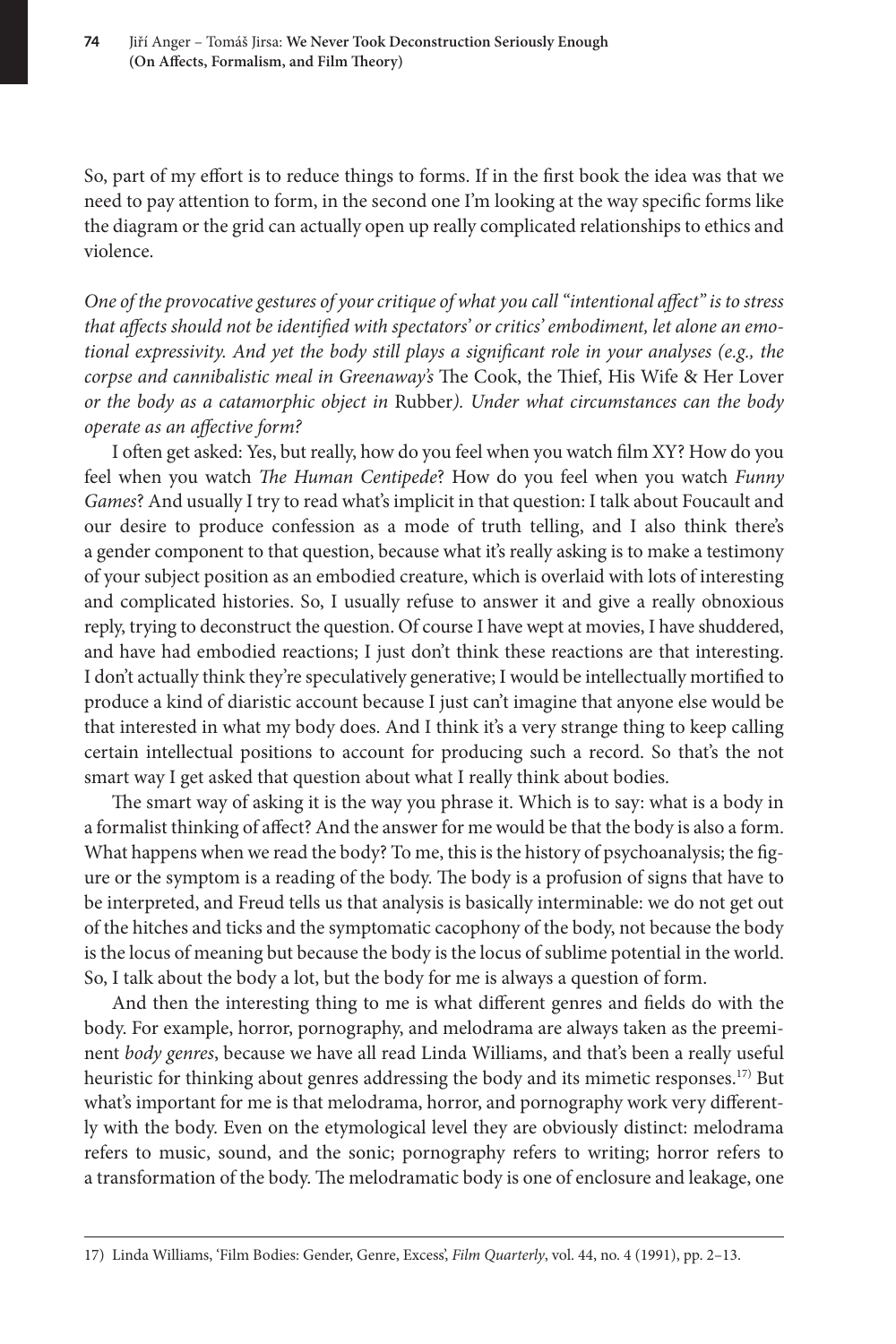So, part of my effort is to reduce things to forms. If in the first book the idea was that we need to pay attention to form, in the second one I'm looking at the way specific forms like the diagram or the grid can actually open up really complicated relationships to ethics and violence.

*One of the provocative gestures of your critique of what you call "intentional affect" is to stress that affects should not be identified with spectators' or critics' embodiment, let alone an emotional expressivity. And yet the body still plays a significant role in your analyses (e.g., the corpse and cannibalistic meal in Greenaway's* The Cook, the Thief, His Wife & Her Lover *or the body as a catamorphic object in* Rubber*). Under what circumstances can the body operate as an affective form?*

I often get asked: Yes, but really, how do you feel when you watch film XY? How do you feel when you watch *The Human Centipede*? How do you feel when you watch *Funny Games*? And usually I try to read what's implicit in that question: I talk about Foucault and our desire to produce confession as a mode of truth telling, and I also think there's a gender component to that question, because what it's really asking is to make a testimony of your subject position as an embodied creature, which is overlaid with lots of interesting and complicated histories. So, I usually refuse to answer it and give a really obnoxious reply, trying to deconstruct the question. Of course I have wept at movies, I have shuddered, and have had embodied reactions; I just don't think these reactions are that interesting. I don't actually think they're speculatively generative; I would be intellectually mortified to produce a kind of diaristic account because I just can't imagine that anyone else would be that interested in what my body does. And I think it's a very strange thing to keep calling certain intellectual positions to account for producing such a record. So that's the not smart way I get asked that question about what I really think about bodies.

The smart way of asking it is the way you phrase it. Which is to say: what is a body in a formalist thinking of affect? And the answer for me would be that the body is also a form. What happens when we read the body? To me, this is the history of psychoanalysis; the figure or the symptom is a reading of the body. The body is a profusion of signs that have to be interpreted, and Freud tells us that analysis is basically interminable: we do not get out of the hitches and ticks and the symptomatic cacophony of the body, not because the body is the locus of meaning but because the body is the locus of sublime potential in the world. So, I talk about the body a lot, but the body for me is always a question of form.

And then the interesting thing to me is what different genres and fields do with the body. For example, horror, pornography, and melodrama are always taken as the preeminent *body genres*, because we have all read Linda Williams, and that's been a really useful heuristic for thinking about genres addressing the body and its mimetic responses.[17] But what's important for me is that melodrama, horror, and pornography work very differently with the body. Even on the etymological level they are obviously distinct: melodrama refers to music, sound, and the sonic; pornography refers to writing; horror refers to a transformation of the body. The melodramatic body is one of enclosure and leakage, one

17) Linda Williams, 'Film Bodies: Gender, Genre, Excess', *Film Quarterly*, vol. 44, no. 4 (1991), pp. 2–13.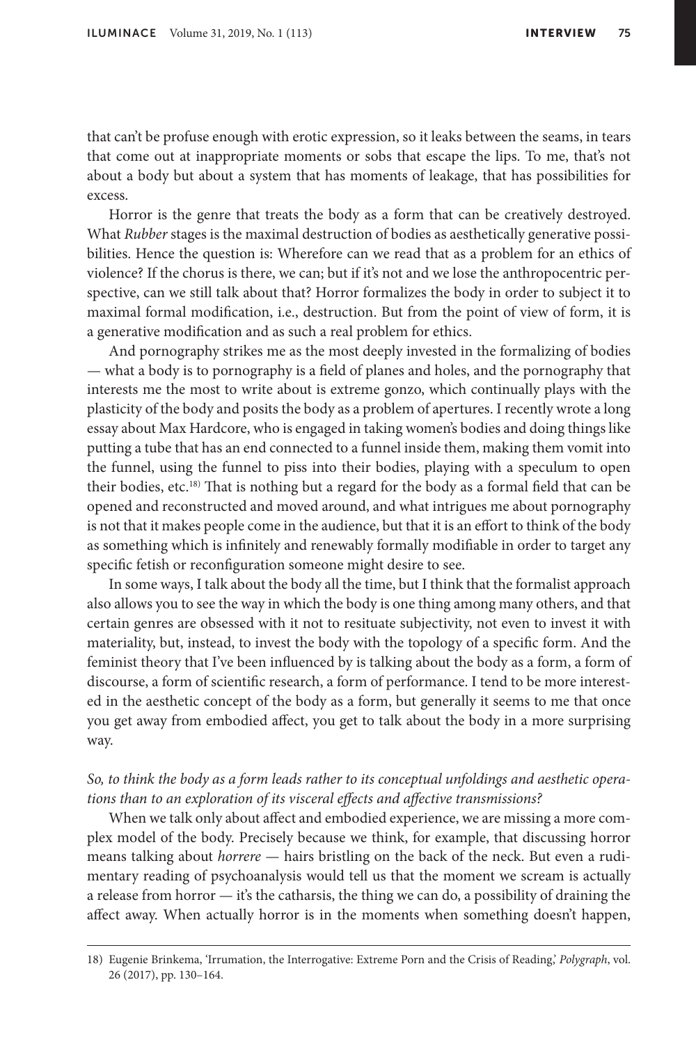that can't be profuse enough with erotic expression, so it leaks between the seams, in tears that come out at inappropriate moments or sobs that escape the lips. To me, that's not about a body but about a system that has moments of leakage, that has possibilities for excess.

Horror is the genre that treats the body as a form that can be creatively destroyed. What *Rubber* stages is the maximal destruction of bodies as aesthetically generative possibilities. Hence the question is: Wherefore can we read that as a problem for an ethics of violence? If the chorus is there, we can; but if it's not and we lose the anthropocentric perspective, can we still talk about that? Horror formalizes the body in order to subject it to maximal formal modification, i.e., destruction. But from the point of view of form, it is a generative modification and as such a real problem for ethics.

And pornography strikes me as the most deeply invested in the formalizing of bodies — what a body is to pornography is a field of planes and holes, and the pornography that interests me the most to write about is extreme gonzo, which continually plays with the plasticity of the body and posits the body as a problem of apertures. I recently wrote a long essay about Max Hardcore, who is engaged in taking women's bodies and doing things like putting a tube that has an end connected to a funnel inside them, making them vomit into the funnel, using the funnel to piss into their bodies, playing with a speculum to open their bodies, etc.[18] That is nothing but a regard for the body as a formal field that can be opened and reconstructed and moved around, and what intrigues me about pornography is not that it makes people come in the audience, but that it is an effort to think of the body as something which is infinitely and renewably formally modifiable in order to target any specific fetish or reconfiguration someone might desire to see.

In some ways, I talk about the body all the time, but I think that the formalist approach also allows you to see the way in which the body is one thing among many others, and that certain genres are obsessed with it not to resituate subjectivity, not even to invest it with materiality, but, instead, to invest the body with the topology of a specific form. And the feminist theory that I've been influenced by is talking about the body as a form, a form of discourse, a form of scientific research, a form of performance. I tend to be more interested in the aesthetic concept of the body as a form, but generally it seems to me that once you get away from embodied affect, you get to talk about the body in a more surprising way.

*So, to think the body as a form leads rather to its conceptual unfoldings and aesthetic operations than to an exploration of its visceral effects and affective transmissions?*

When we talk only about affect and embodied experience, we are missing a more complex model of the body. Precisely because we think, for example, that discussing horror means talking about *horrere* — hairs bristling on the back of the neck. But even a rudimentary reading of psychoanalysis would tell us that the moment we scream is actually a release from horror — it's the catharsis, the thing we can do, a possibility of draining the affect away. When actually horror is in the moments when something doesn't happen,

18) Eugenie Brinkema, 'Irrumation, the Interrogative: Extreme Porn and the Crisis of Reading,' *Polygraph*, vol. 26 (2017), pp. 130–164.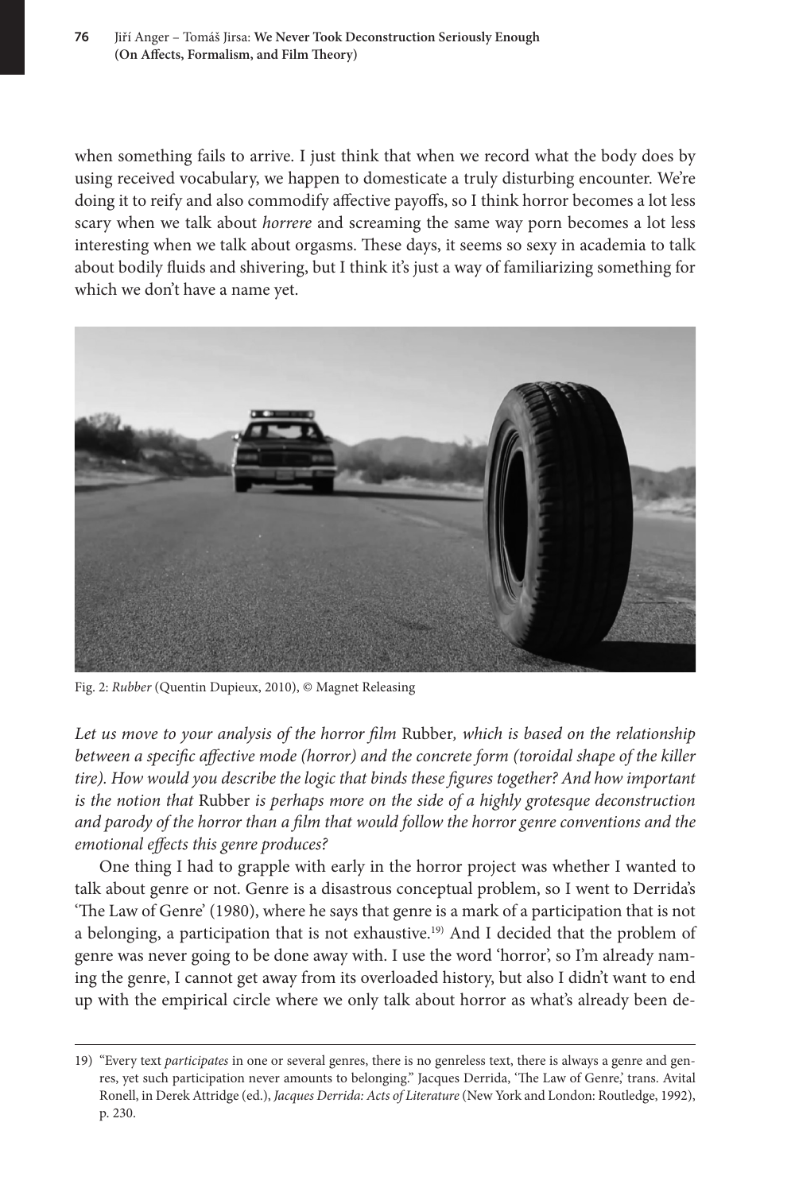when something fails to arrive. I just think that when we record what the body does by using received vocabulary, we happen to domesticate a truly disturbing encounter. We're doing it to reify and also commodify affective payoffs, so I think horror becomes a lot less scary when we talk about *horrere* and screaming the same way porn becomes a lot less interesting when we talk about orgasms. These days, it seems so sexy in academia to talk about bodily fluids and shivering, but I think it's just a way of familiarizing something for which we don't have a name yet.

Fig. 2: *Rubber* (Quentin Dupieux, 2010), © Magnet Releasing

*Let us move to your analysis of the horror film* Rubber*, which is based on the relationship between a specific affective mode (horror) and the concrete form (toroidal shape of the killer tire). How would you describe the logic that binds these figures together? And how important is the notion that* Rubber *is perhaps more on the side of a highly grotesque deconstruction and parody of the horror than a film that would follow the horror genre conventions and the emotional effects this genre produces?*

One thing I had to grapple with early in the horror project was whether I wanted to talk about genre or not. Genre is a disastrous conceptual problem, so I went to Derrida's 'The Law of Genre' (1980), where he says that genre is a mark of a participation that is not a belonging, a participation that is not exhaustive.[19] And I decided that the problem of genre was never going to be done away with. I use the word 'horror', so I'm already naming the genre, I cannot get away from its overloaded history, but also I didn't want to end up with the empirical circle where we only talk about horror as what's already been de-

---

19) "Every text *participates* in one or several genres, there is no genreless text, there is always a genre and genres, yet such participation never amounts to belonging." Jacques Derrida, 'The Law of Genre,' trans. Avital Ronell, in Derek Attridge (ed.), *Jacques Derrida: Acts of Literature* (New York and London: Routledge, 1992), p. 230.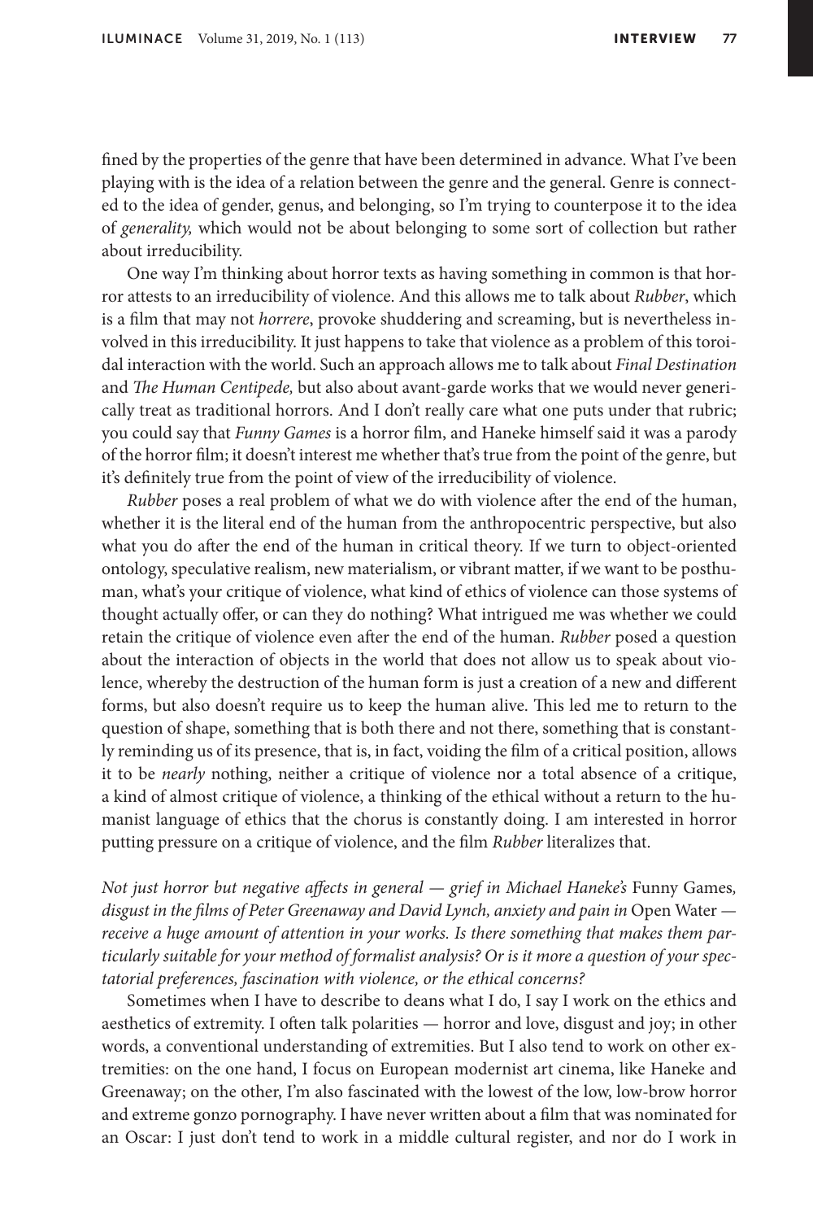fined by the properties of the genre that have been determined in advance. What I've been playing with is the idea of a relation between the genre and the general. Genre is connected to the idea of gender, genus, and belonging, so I'm trying to counterpose it to the idea of *generality,* which would not be about belonging to some sort of collection but rather about irreducibility.

One way I'm thinking about horror texts as having something in common is that horror attests to an irreducibility of violence. And this allows me to talk about *Rubber*, which is a film that may not *horrere*, provoke shuddering and screaming, but is nevertheless involved in this irreducibility. It just happens to take that violence as a problem of this toroidal interaction with the world. Such an approach allows me to talk about *Final Destination* and *The Human Centipede,* but also about avant-garde works that we would never generically treat as traditional horrors. And I don't really care what one puts under that rubric; you could say that *Funny Games* is a horror film, and Haneke himself said it was a parody of the horror film; it doesn't interest me whether that's true from the point of the genre, but it's definitely true from the point of view of the irreducibility of violence.

*Rubber* poses a real problem of what we do with violence after the end of the human, whether it is the literal end of the human from the anthropocentric perspective, but also what you do after the end of the human in critical theory. If we turn to object-oriented ontology, speculative realism, new materialism, or vibrant matter, if we want to be posthuman, what's your critique of violence, what kind of ethics of violence can those systems of thought actually offer, or can they do nothing? What intrigued me was whether we could retain the critique of violence even after the end of the human. *Rubber* posed a question about the interaction of objects in the world that does not allow us to speak about violence, whereby the destruction of the human form is just a creation of a new and different forms, but also doesn't require us to keep the human alive. This led me to return to the question of shape, something that is both there and not there, something that is constantly reminding us of its presence, that is, in fact, voiding the film of a critical position, allows it to be *nearly* nothing, neither a critique of violence nor a total absence of a critique, a kind of almost critique of violence, a thinking of the ethical without a return to the humanist language of ethics that the chorus is constantly doing. I am interested in horror putting pressure on a critique of violence, and the film *Rubber* literalizes that.

*Not just horror but negative affects in general — grief in Michael Haneke's* Funny Games*, disgust in the films of Peter Greenaway and David Lynch, anxiety and pain in* Open Water *— receive a huge amount of attention in your works. Is there something that makes them particularly suitable for your method of formalist analysis? Or is it more a question of your spectatorial preferences, fascination with violence, or the ethical concerns?*

Sometimes when I have to describe to deans what I do, I say I work on the ethics and aesthetics of extremity. I often talk polarities — horror and love, disgust and joy; in other words, a conventional understanding of extremities. But I also tend to work on other extremities: on the one hand, I focus on European modernist art cinema, like Haneke and Greenaway; on the other, I'm also fascinated with the lowest of the low, low-brow horror and extreme gonzo pornography. I have never written about a film that was nominated for an Oscar: I just don't tend to work in a middle cultural register, and nor do I work in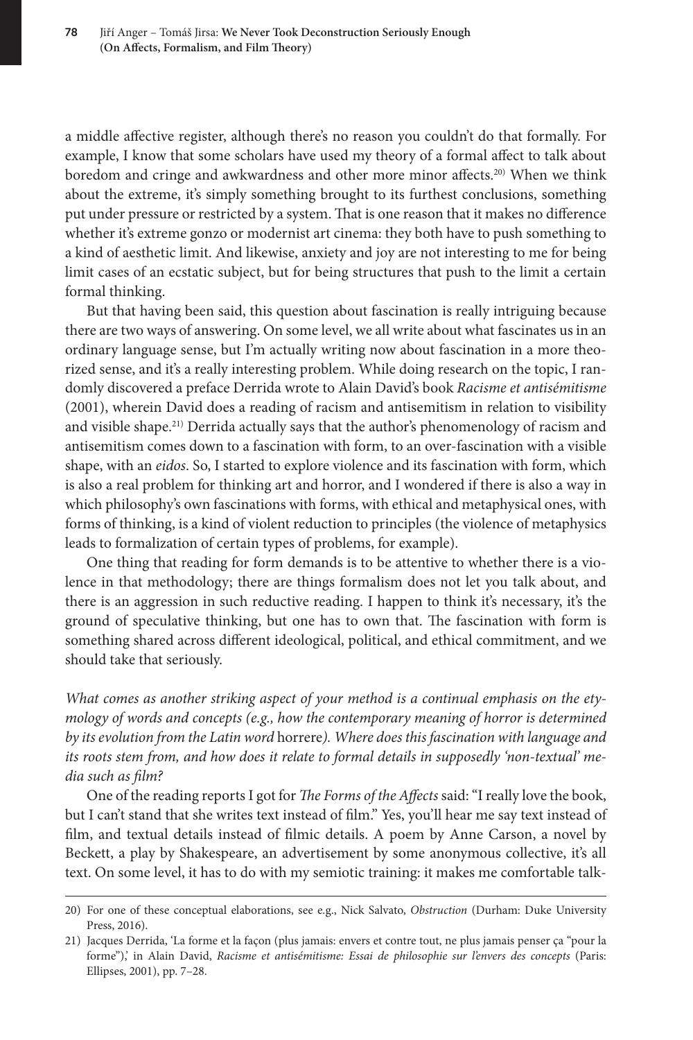a middle affective register, although there's no reason you couldn't do that formally. For example, I know that some scholars have used my theory of a formal affect to talk about boredom and cringe and awkwardness and other more minor affects.[20] When we think about the extreme, it's simply something brought to its furthest conclusions, something put under pressure or restricted by a system. That is one reason that it makes no difference whether it's extreme gonzo or modernist art cinema: they both have to push something to a kind of aesthetic limit. And likewise, anxiety and joy are not interesting to me for being limit cases of an ecstatic subject, but for being structures that push to the limit a certain formal thinking.

But that having been said, this question about fascination is really intriguing because there are two ways of answering. On some level, we all write about what fascinates us in an ordinary language sense, but I'm actually writing now about fascination in a more theorized sense, and it's a really interesting problem. While doing research on the topic, I randomly discovered a preface Derrida wrote to Alain David's book *Racisme et antisémitisme* (2001), wherein David does a reading of racism and antisemitism in relation to visibility and visible shape.[21] Derrida actually says that the author's phenomenology of racism and antisemitism comes down to a fascination with form, to an over-fascination with a visible shape, with an *eidos*. So, I started to explore violence and its fascination with form, which is also a real problem for thinking art and horror, and I wondered if there is also a way in which philosophy's own fascinations with forms, with ethical and metaphysical ones, with forms of thinking, is a kind of violent reduction to principles (the violence of metaphysics leads to formalization of certain types of problems, for example).

One thing that reading for form demands is to be attentive to whether there is a violence in that methodology; there are things formalism does not let you talk about, and there is an aggression in such reductive reading. I happen to think it's necessary, it's the ground of speculative thinking, but one has to own that. The fascination with form is something shared across different ideological, political, and ethical commitment, and we should take that seriously.

*What comes as another striking aspect of your method is a continual emphasis on the etymology of words and concepts (e.g., how the contemporary meaning of horror is determined by its evolution from the Latin word* horrere*). Where does this fascination with language and its roots stem from, and how does it relate to formal details in supposedly 'non-textual' media such as film?*

One of the reading reports I got for *The Forms of the Affects* said: "I really love the book, but I can't stand that she writes text instead of film." Yes, you'll hear me say text instead of film, and textual details instead of filmic details. A poem by Anne Carson, a novel by Beckett, a play by Shakespeare, an advertisement by some anonymous collective, it's all text. On some level, it has to do with my semiotic training: it makes me comfortable talk-

---

20) For one of these conceptual elaborations, see e.g., Nick Salvato, *Obstruction* (Durham: Duke University Press, 2016).

21) Jacques Derrida, 'La forme et la façon (plus jamais: envers et contre tout, ne plus jamais penser ça "pour la forme"),' in Alain David, *Racisme et antisémitisme: Essai de philosophie sur l'envers des concepts* (Paris: Ellipses, 2001), pp. 7–28.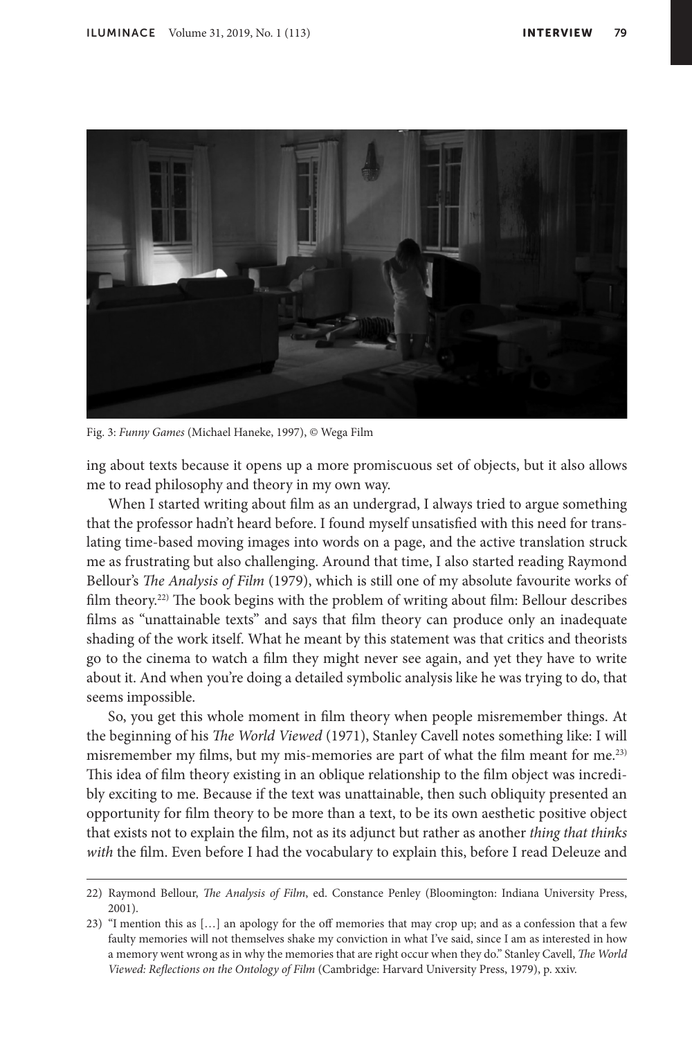Fig. 3: *Funny Games* (Michael Haneke, 1997), © Wega Film

ing about texts because it opens up a more promiscuous set of objects, but it also allows me to read philosophy and theory in my own way.

When I started writing about film as an undergrad, I always tried to argue something that the professor hadn't heard before. I found myself unsatisfied with this need for translating time-based moving images into words on a page, and the active translation struck me as frustrating but also challenging. Around that time, I also started reading Raymond Bellour's *The Analysis of Film* (1979), which is still one of my absolute favourite works of film theory.[22] The book begins with the problem of writing about film: Bellour describes films as "unattainable texts" and says that film theory can produce only an inadequate shading of the work itself. What he meant by this statement was that critics and theorists go to the cinema to watch a film they might never see again, and yet they have to write about it. And when you're doing a detailed symbolic analysis like he was trying to do, that seems impossible.

So, you get this whole moment in film theory when people misremember things. At the beginning of his *The World Viewed* (1971), Stanley Cavell notes something like: I will misremember my films, but my mis-memories are part of what the film meant for me.[23] This idea of film theory existing in an oblique relationship to the film object was incredibly exciting to me. Because if the text was unattainable, then such obliquity presented an opportunity for film theory to be more than a text, to be its own aesthetic positive object that exists not to explain the film, not as its adjunct but rather as another *thing that thinks with* the film. Even before I had the vocabulary to explain this, before I read Deleuze and

---

22) Raymond Bellour, *The Analysis of Film*, ed. Constance Penley (Bloomington: Indiana University Press, 2001).

23) "I mention this as […] an apology for the off memories that may crop up; and as a confession that a few faulty memories will not themselves shake my conviction in what I've said, since I am as interested in how a memory went wrong as in why the memories that are right occur when they do." Stanley Cavell, *The World Viewed: Reflections on the Ontology of Film* (Cambridge: Harvard University Press, 1979), p. xxiv.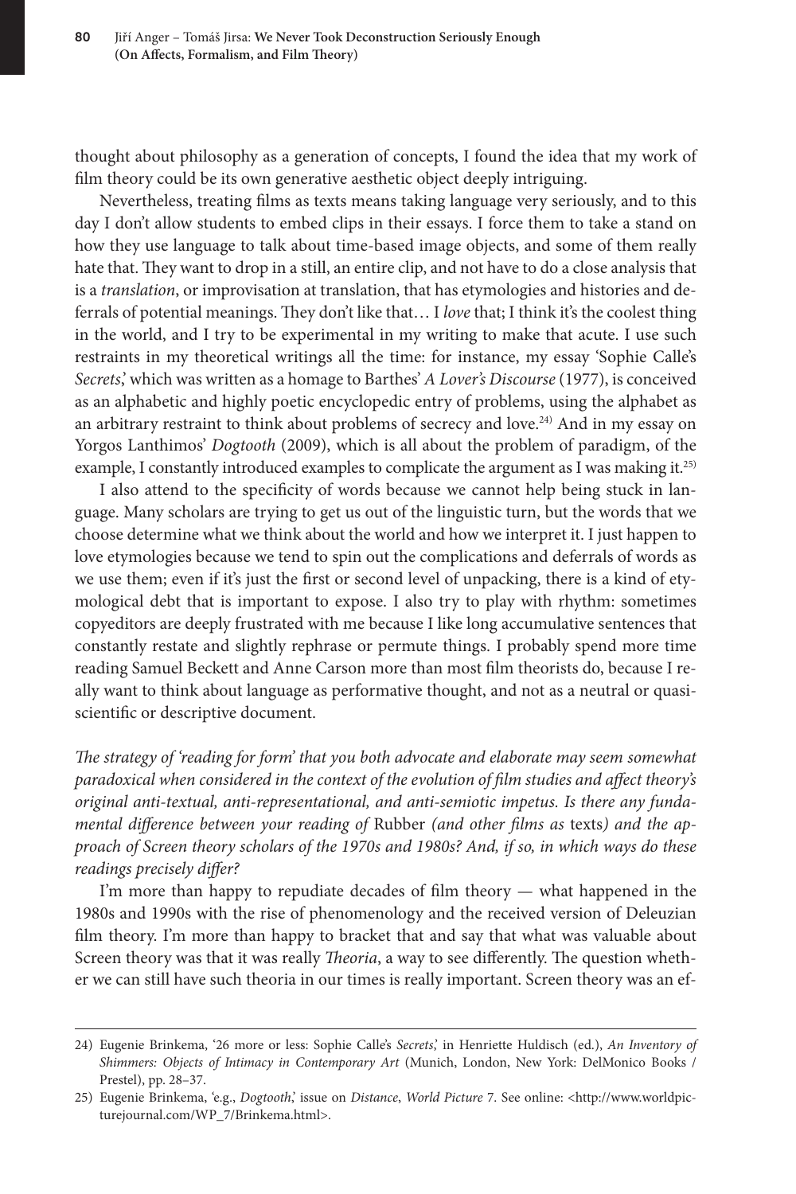thought about philosophy as a generation of concepts, I found the idea that my work of film theory could be its own generative aesthetic object deeply intriguing.

Nevertheless, treating films as texts means taking language very seriously, and to this day I don't allow students to embed clips in their essays. I force them to take a stand on how they use language to talk about time-based image objects, and some of them really hate that. They want to drop in a still, an entire clip, and not have to do a close analysis that is a *translation*, or improvisation at translation, that has etymologies and histories and deferrals of potential meanings. They don't like that… I *love* that; I think it's the coolest thing in the world, and I try to be experimental in my writing to make that acute. I use such restraints in my theoretical writings all the time: for instance, my essay 'Sophie Calle's *Secrets*,' which was written as a homage to Barthes' *A Lover's Discourse* (1977), is conceived as an alphabetic and highly poetic encyclopedic entry of problems, using the alphabet as an arbitrary restraint to think about problems of secrecy and love.[24] And in my essay on Yorgos Lanthimos' *Dogtooth* (2009), which is all about the problem of paradigm, of the example, I constantly introduced examples to complicate the argument as I was making it.[25]

I also attend to the specificity of words because we cannot help being stuck in language. Many scholars are trying to get us out of the linguistic turn, but the words that we choose determine what we think about the world and how we interpret it. I just happen to love etymologies because we tend to spin out the complications and deferrals of words as we use them; even if it's just the first or second level of unpacking, there is a kind of etymological debt that is important to expose. I also try to play with rhythm: sometimes copyeditors are deeply frustrated with me because I like long accumulative sentences that constantly restate and slightly rephrase or permute things. I probably spend more time reading Samuel Beckett and Anne Carson more than most film theorists do, because I really want to think about language as performative thought, and not as a neutral or quasi-scientific or descriptive document.

*The strategy of 'reading for form' that you both advocate and elaborate may seem somewhat paradoxical when considered in the context of the evolution of film studies and affect theory's original anti-textual, anti-representational, and anti-semiotic impetus. Is there any fundamental difference between your reading of* Rubber *(and other films as* texts*) and the approach of Screen theory scholars of the 1970s and 1980s? And, if so, in which ways do these readings precisely differ?*

I'm more than happy to repudiate decades of film theory — what happened in the 1980s and 1990s with the rise of phenomenology and the received version of Deleuzian film theory. I'm more than happy to bracket that and say that what was valuable about Screen theory was that it was really *Theoria*, a way to see differently. The question whether we can still have such theoria in our times is really important. Screen theory was an ef-

---

24) Eugenie Brinkema, '26 more or less: Sophie Calle's *Secrets*,' in Henriette Huldisch (ed.), *An Inventory of Shimmers: Objects of Intimacy in Contemporary Art* (Munich, London, New York: DelMonico Books / Prestel), pp. 28–37.

25) Eugenie Brinkema, 'e.g., *Dogtooth*,' issue on *Distance*, *World Picture* 7. See online: <http://www.worldpicturejournal.com/WP_7/Brinkema.html>.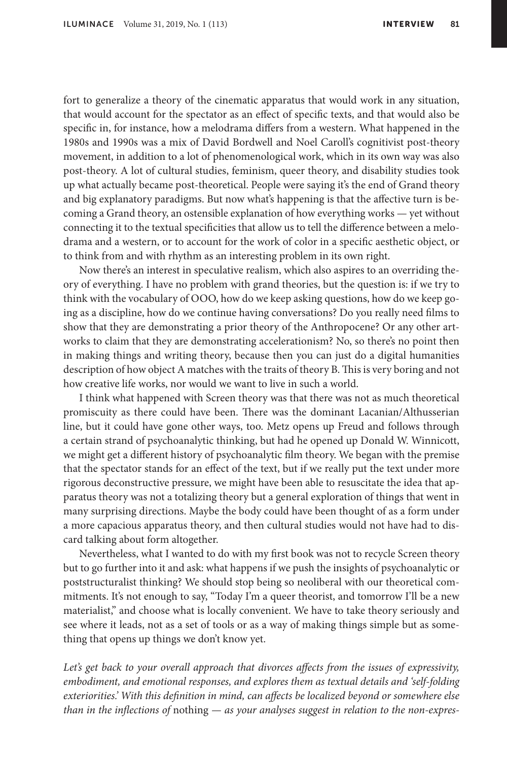fort to generalize a theory of the cinematic apparatus that would work in any situation, that would account for the spectator as an effect of specific texts, and that would also be specific in, for instance, how a melodrama differs from a western. What happened in the 1980s and 1990s was a mix of David Bordwell and Noel Caroll's cognitivist post-theory movement, in addition to a lot of phenomenological work, which in its own way was also post-theory. A lot of cultural studies, feminism, queer theory, and disability studies took up what actually became post-theoretical. People were saying it's the end of Grand theory and big explanatory paradigms. But now what's happening is that the affective turn is becoming a Grand theory, an ostensible explanation of how everything works — yet without connecting it to the textual specificities that allow us to tell the difference between a melodrama and a western, or to account for the work of color in a specific aesthetic object, or to think from and with rhythm as an interesting problem in its own right.

Now there's an interest in speculative realism, which also aspires to an overriding theory of everything. I have no problem with grand theories, but the question is: if we try to think with the vocabulary of OOO, how do we keep asking questions, how do we keep going as a discipline, how do we continue having conversations? Do you really need films to show that they are demonstrating a prior theory of the Anthropocene? Or any other artworks to claim that they are demonstrating accelerationism? No, so there's no point then in making things and writing theory, because then you can just do a digital humanities description of how object A matches with the traits of theory B. This is very boring and not how creative life works, nor would we want to live in such a world.

I think what happened with Screen theory was that there was not as much theoretical promiscuity as there could have been. There was the dominant Lacanian/Althusserian line, but it could have gone other ways, too. Metz opens up Freud and follows through a certain strand of psychoanalytic thinking, but had he opened up Donald W. Winnicott, we might get a different history of psychoanalytic film theory. We began with the premise that the spectator stands for an effect of the text, but if we really put the text under more rigorous deconstructive pressure, we might have been able to resuscitate the idea that apparatus theory was not a totalizing theory but a general exploration of things that went in many surprising directions. Maybe the body could have been thought of as a form under a more capacious apparatus theory, and then cultural studies would not have had to discard talking about form altogether.

Nevertheless, what I wanted to do with my first book was not to recycle Screen theory but to go further into it and ask: what happens if we push the insights of psychoanalytic or poststructuralist thinking? We should stop being so neoliberal with our theoretical commitments. It's not enough to say, "Today I'm a queer theorist, and tomorrow I'll be a new materialist," and choose what is locally convenient. We have to take theory seriously and see where it leads, not as a set of tools or as a way of making things simple but as something that opens up things we don't know yet.

*Let's get back to your overall approach that divorces affects from the issues of expressivity, embodiment, and emotional responses, and explores them as textual details and 'self-folding exteriorities.' With this definition in mind, can affects be localized beyond or somewhere else than in the inflections of* nothing *— as your analyses suggest in relation to the non-expres-*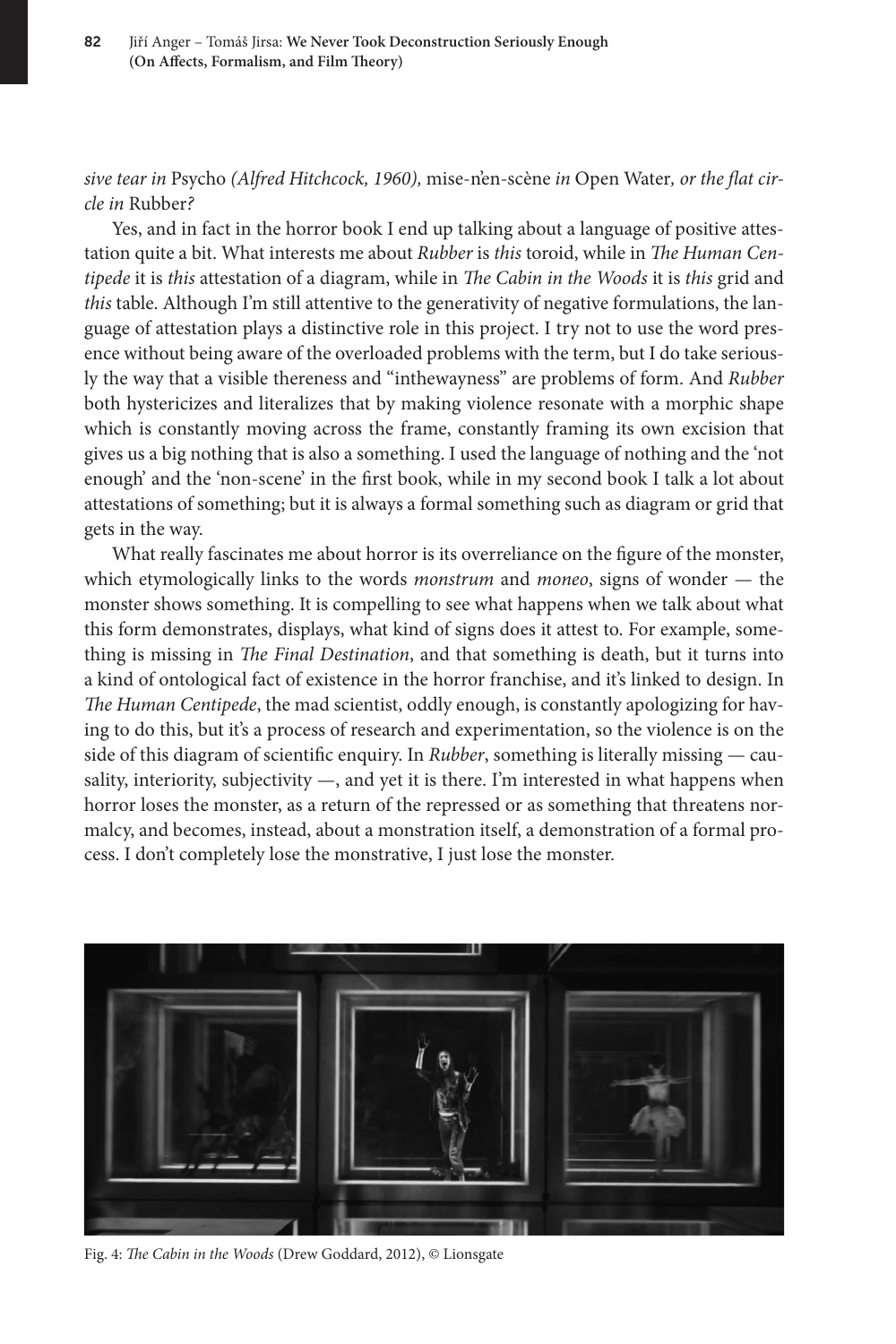*sive tear in* Psycho *(Alfred Hitchcock, 1960),* mise-n'en-scène *in* Open Water*, or the flat circle in* Rubber*?*

Yes, and in fact in the horror book I end up talking about a language of positive attestation quite a bit. What interests me about *Rubber* is *this* toroid, while in *The Human Centipede* it is *this* attestation of a diagram, while in *The Cabin in the Woods* it is *this* grid and *this* table. Although I'm still attentive to the generativity of negative formulations, the language of attestation plays a distinctive role in this project. I try not to use the word presence without being aware of the overloaded problems with the term, but I do take seriously the way that a visible thereness and "inthewayness" are problems of form. And *Rubber* both hystericizes and literalizes that by making violence resonate with a morphic shape which is constantly moving across the frame, constantly framing its own excision that gives us a big nothing that is also a something. I used the language of nothing and the 'not enough' and the 'non-scene' in the first book, while in my second book I talk a lot about attestations of something; but it is always a formal something such as diagram or grid that gets in the way.

What really fascinates me about horror is its overreliance on the figure of the monster, which etymologically links to the words *monstrum* and *moneo*, signs of wonder — the monster shows something. It is compelling to see what happens when we talk about what this form demonstrates, displays, what kind of signs does it attest to. For example, something is missing in *The Final Destination*, and that something is death, but it turns into a kind of ontological fact of existence in the horror franchise, and it's linked to design. In *The Human Centipede*, the mad scientist, oddly enough, is constantly apologizing for having to do this, but it's a process of research and experimentation, so the violence is on the side of this diagram of scientific enquiry. In *Rubber*, something is literally missing — causality, interiority, subjectivity —, and yet it is there. I'm interested in what happens when horror loses the monster, as a return of the repressed or as something that threatens normalcy, and becomes, instead, about a monstration itself, a demonstration of a formal process. I don't completely lose the monstrative, I just lose the monster.

Fig. 4: *The Cabin in the Woods* (Drew Goddard, 2012), © Lionsgate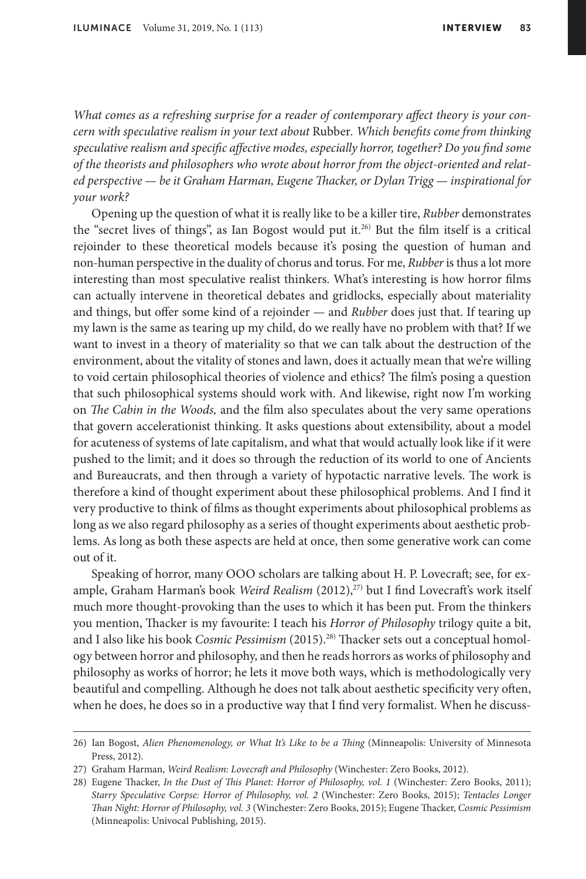*What comes as a refreshing surprise for a reader of contemporary affect theory is your concern with speculative realism in your text about* Rubber. *Which benefits come from thinking speculative realism and specific affective modes, especially horror, together? Do you find some of the theorists and philosophers who wrote about horror from the object-oriented and related perspective — be it Graham Harman, Eugene Thacker, or Dylan Trigg — inspirational for your work?*

Opening up the question of what it is really like to be a killer tire, *Rubber* demonstrates the "secret lives of things", as Ian Bogost would put it.[26] But the film itself is a critical rejoinder to these theoretical models because it's posing the question of human and non-human perspective in the duality of chorus and torus. For me, *Rubber* is thus a lot more interesting than most speculative realist thinkers. What's interesting is how horror films can actually intervene in theoretical debates and gridlocks, especially about materiality and things, but offer some kind of a rejoinder — and *Rubber* does just that. If tearing up my lawn is the same as tearing up my child, do we really have no problem with that? If we want to invest in a theory of materiality so that we can talk about the destruction of the environment, about the vitality of stones and lawn, does it actually mean that we're willing to void certain philosophical theories of violence and ethics? The film's posing a question that such philosophical systems should work with. And likewise, right now I'm working on *The Cabin in the Woods,* and the film also speculates about the very same operations that govern accelerationist thinking. It asks questions about extensibility, about a model for acuteness of systems of late capitalism, and what that would actually look like if it were pushed to the limit; and it does so through the reduction of its world to one of Ancients and Bureaucrats, and then through a variety of hypotactic narrative levels. The work is therefore a kind of thought experiment about these philosophical problems. And I find it very productive to think of films as thought experiments about philosophical problems as long as we also regard philosophy as a series of thought experiments about aesthetic problems. As long as both these aspects are held at once, then some generative work can come out of it.

Speaking of horror, many OOO scholars are talking about H. P. Lovecraft; see, for example, Graham Harman's book *Weird Realism* (2012),[27] but I find Lovecraft's work itself much more thought-provoking than the uses to which it has been put. From the thinkers you mention, Thacker is my favourite: I teach his *Horror of Philosophy* trilogy quite a bit, and I also like his book *Cosmic Pessimism* (2015).[28] Thacker sets out a conceptual homology between horror and philosophy, and then he reads horrors as works of philosophy and philosophy as works of horror; he lets it move both ways, which is methodologically very beautiful and compelling. Although he does not talk about aesthetic specificity very often, when he does, he does so in a productive way that I find very formalist. When he discuss-

---

26) Ian Bogost, *Alien Phenomenology, or What It's Like to be a Thing* (Minneapolis: University of Minnesota Press, 2012).

27) Graham Harman, *Weird Realism: Lovecraft and Philosophy* (Winchester: Zero Books, 2012).

28) Eugene Thacker, *In the Dust of This Planet: Horror of Philosophy, vol. 1* (Winchester: Zero Books, 2011); *Starry Speculative Corpse: Horror of Philosophy, vol. 2* (Winchester: Zero Books, 2015); *Tentacles Longer Than Night: Horror of Philosophy, vol. 3* (Winchester: Zero Books, 2015); Eugene Thacker, *Cosmic Pessimism* (Minneapolis: Univocal Publishing, 2015).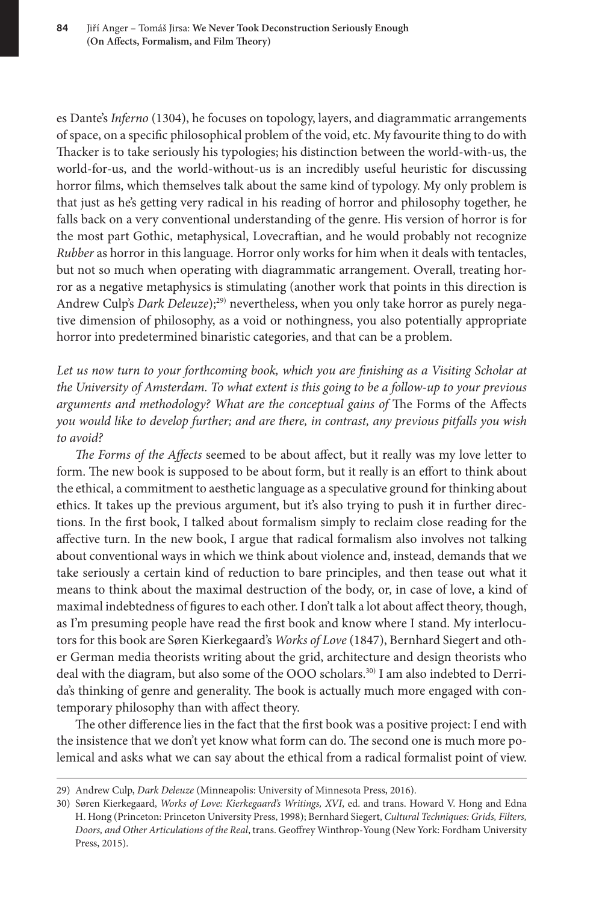es Dante's *Inferno* (1304), he focuses on topology, layers, and diagrammatic arrangements of space, on a specific philosophical problem of the void, etc. My favourite thing to do with Thacker is to take seriously his typologies; his distinction between the world-with-us, the world-for-us, and the world-without-us is an incredibly useful heuristic for discussing horror films, which themselves talk about the same kind of typology. My only problem is that just as he's getting very radical in his reading of horror and philosophy together, he falls back on a very conventional understanding of the genre. His version of horror is for the most part Gothic, metaphysical, Lovecraftian, and he would probably not recognize *Rubber* as horror in this language. Horror only works for him when it deals with tentacles, but not so much when operating with diagrammatic arrangement. Overall, treating horror as a negative metaphysics is stimulating (another work that points in this direction is Andrew Culp's *Dark Deleuze*);[29] nevertheless, when you only take horror as purely negative dimension of philosophy, as a void or nothingness, you also potentially appropriate horror into predetermined binaristic categories, and that can be a problem.

*Let us now turn to your forthcoming book, which you are finishing as a Visiting Scholar at the University of Amsterdam. To what extent is this going to be a follow-up to your previous arguments and methodology? What are the conceptual gains of* The Forms of the Affects *you would like to develop further; and are there, in contrast, any previous pitfalls you wish to avoid?*

*The Forms of the Affects* seemed to be about affect, but it really was my love letter to form. The new book is supposed to be about form, but it really is an effort to think about the ethical, a commitment to aesthetic language as a speculative ground for thinking about ethics. It takes up the previous argument, but it's also trying to push it in further directions. In the first book, I talked about formalism simply to reclaim close reading for the affective turn. In the new book, I argue that radical formalism also involves not talking about conventional ways in which we think about violence and, instead, demands that we take seriously a certain kind of reduction to bare principles, and then tease out what it means to think about the maximal destruction of the body, or, in case of love, a kind of maximal indebtedness of figures to each other. I don't talk a lot about affect theory, though, as I'm presuming people have read the first book and know where I stand. My interlocutors for this book are Søren Kierkegaard's *Works of Love* (1847), Bernhard Siegert and other German media theorists writing about the grid, architecture and design theorists who deal with the diagram, but also some of the OOO scholars.[30] I am also indebted to Derrida's thinking of genre and generality. The book is actually much more engaged with contemporary philosophy than with affect theory.

The other difference lies in the fact that the first book was a positive project: I end with the insistence that we don't yet know what form can do. The second one is much more polemical and asks what we can say about the ethical from a radical formalist point of view.

---

29) Andrew Culp, *Dark Deleuze* (Minneapolis: University of Minnesota Press, 2016).

30) Søren Kierkegaard, *Works of Love: Kierkegaard's Writings, XVI*, ed. and trans. Howard V. Hong and Edna H. Hong (Princeton: Princeton University Press, 1998); Bernhard Siegert, *Cultural Techniques: Grids, Filters, Doors, and Other Articulations of the Real*, trans. Geoffrey Winthrop-Young (New York: Fordham University Press, 2015).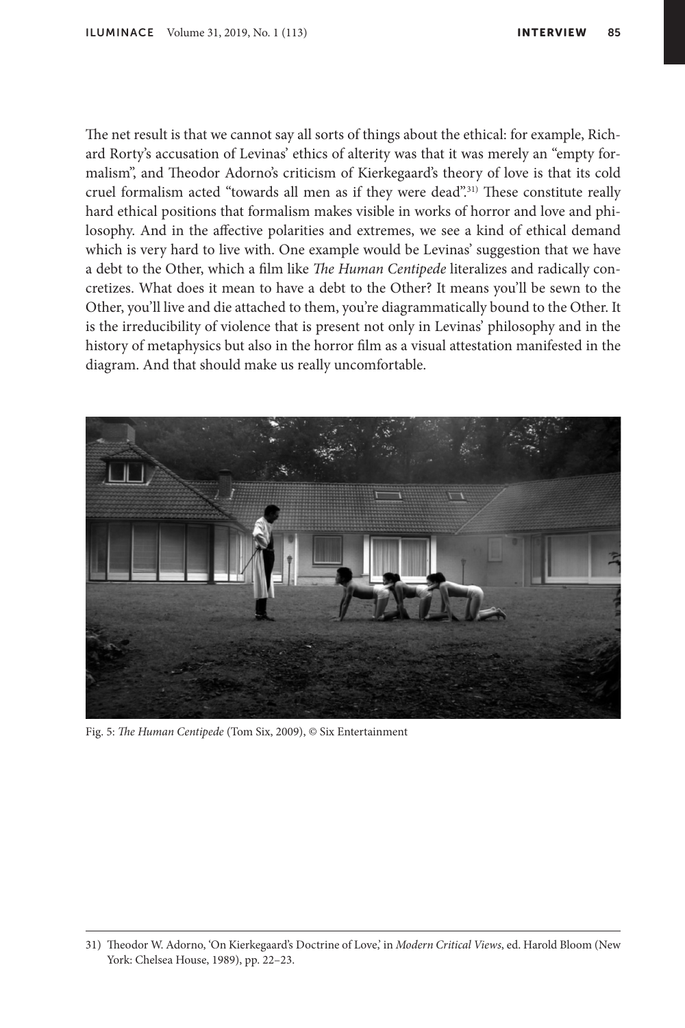The net result is that we cannot say all sorts of things about the ethical: for example, Richard Rorty's accusation of Levinas' ethics of alterity was that it was merely an "empty formalism", and Theodor Adorno's criticism of Kierkegaard's theory of love is that its cold cruel formalism acted "towards all men as if they were dead".[31] These constitute really hard ethical positions that formalism makes visible in works of horror and love and philosophy. And in the affective polarities and extremes, we see a kind of ethical demand which is very hard to live with. One example would be Levinas' suggestion that we have a debt to the Other, which a film like *The Human Centipede* literalizes and radically concretizes. What does it mean to have a debt to the Other? It means you'll be sewn to the Other, you'll live and die attached to them, you're diagrammatically bound to the Other. It is the irreducibility of violence that is present not only in Levinas' philosophy and in the history of metaphysics but also in the horror film as a visual attestation manifested in the diagram. And that should make us really uncomfortable.

Fig. 5: *The Human Centipede* (Tom Six, 2009), © Six Entertainment

---

31) Theodor W. Adorno, 'On Kierkegaard's Doctrine of Love,' in *Modern Critical Views*, ed. Harold Bloom (New York: Chelsea House, 1989), pp. 22–23.